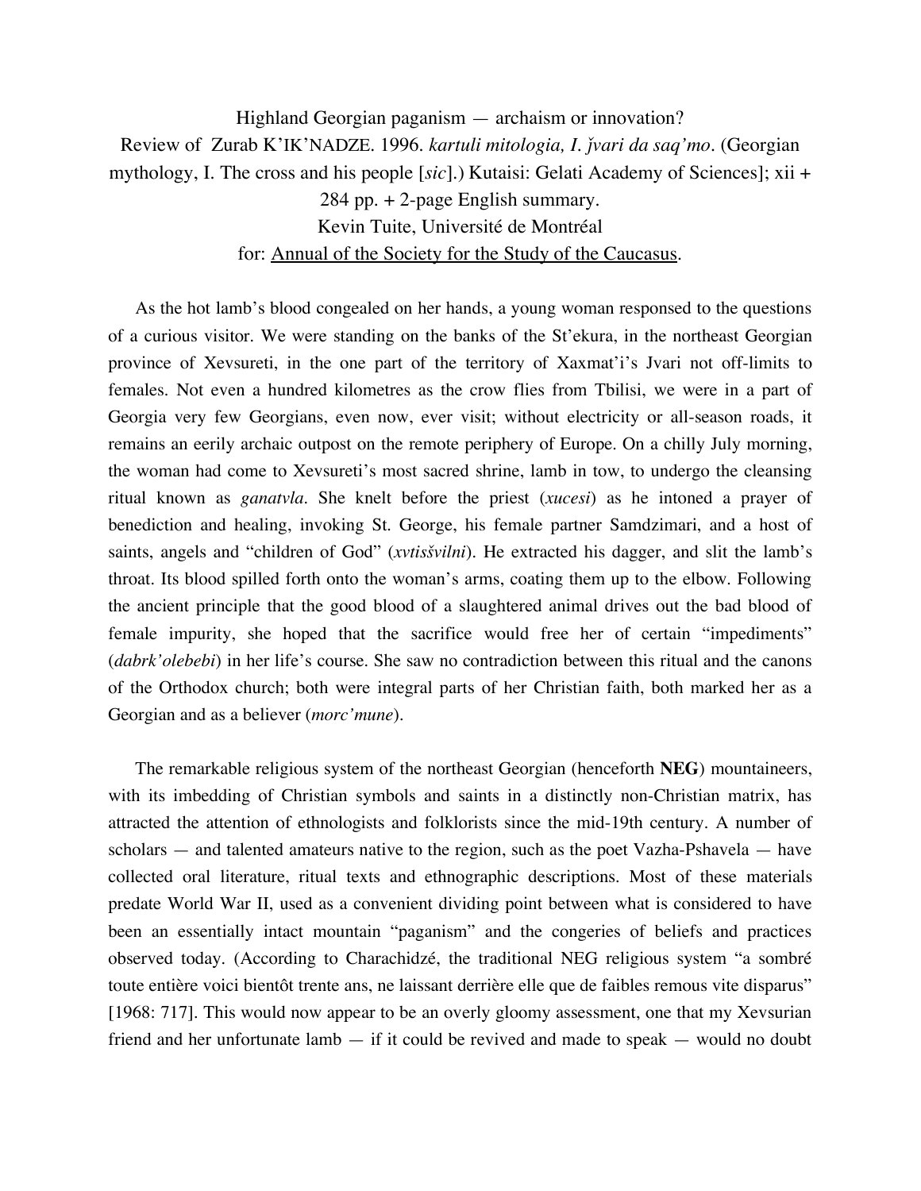Highland Georgian paganism — archaism or innovation?

Review of Zurab K'IK'NADZE. 1996. *kartuli mitologia, I. ǰvari da saq'mo*. (Georgian mythology, I. The cross and his people [*sic*].) Kutaisi: Gelati Academy of Sciences]; xii + 284 pp. + 2-page English summary.

Kevin Tuite, Université de Montréal

for: Annual of the Society for the Study of the Caucasus.

As the hot lamb's blood congealed on her hands, a young woman responsed to the questions of a curious visitor. We were standing on the banks of the St'ekura, in the northeast Georgian province of Xevsureti, in the one part of the territory of Xaxmat'i's Jvari not off-limits to females. Not even a hundred kilometres as the crow flies from Tbilisi, we were in a part of Georgia very few Georgians, even now, ever visit; without electricity or all-season roads, it remains an eerily archaic outpost on the remote periphery of Europe. On a chilly July morning, the woman had come to Xevsureti's most sacred shrine, lamb in tow, to undergo the cleansing ritual known as *ganatvla*. She knelt before the priest (*xucesi*) as he intoned a prayer of benediction and healing, invoking St. George, his female partner Samdzimari, and a host of saints, angels and "children of God" (*xvtisšvilni*). He extracted his dagger, and slit the lamb's throat. Its blood spilled forth onto the woman's arms, coating them up to the elbow. Following the ancient principle that the good blood of a slaughtered animal drives out the bad blood of female impurity, she hoped that the sacrifice would free her of certain "impediments" (*dabrk'olebebi*) in her life's course. She saw no contradiction between this ritual and the canons of the Orthodox church; both were integral parts of her Christian faith, both marked her as a Georgian and as a believer (*morc'mune*).

The remarkable religious system of the northeast Georgian (henceforth **NEG**) mountaineers, with its imbedding of Christian symbols and saints in a distinctly non-Christian matrix, has attracted the attention of ethnologists and folklorists since the mid-19th century. A number of scholars — and talented amateurs native to the region, such as the poet Vazha-Pshavela — have collected oral literature, ritual texts and ethnographic descriptions. Most of these materials predate World War II, used as a convenient dividing point between what is considered to have been an essentially intact mountain "paganism" and the congeries of beliefs and practices observed today. (According to Charachidzé, the traditional NEG religious system "a sombré toute entière voici bientôt trente ans, ne laissant derrière elle que de faibles remous vite disparus" [1968: 717]. This would now appear to be an overly gloomy assessment, one that my Xevsurian friend and her unfortunate lamb — if it could be revived and made to speak — would no doubt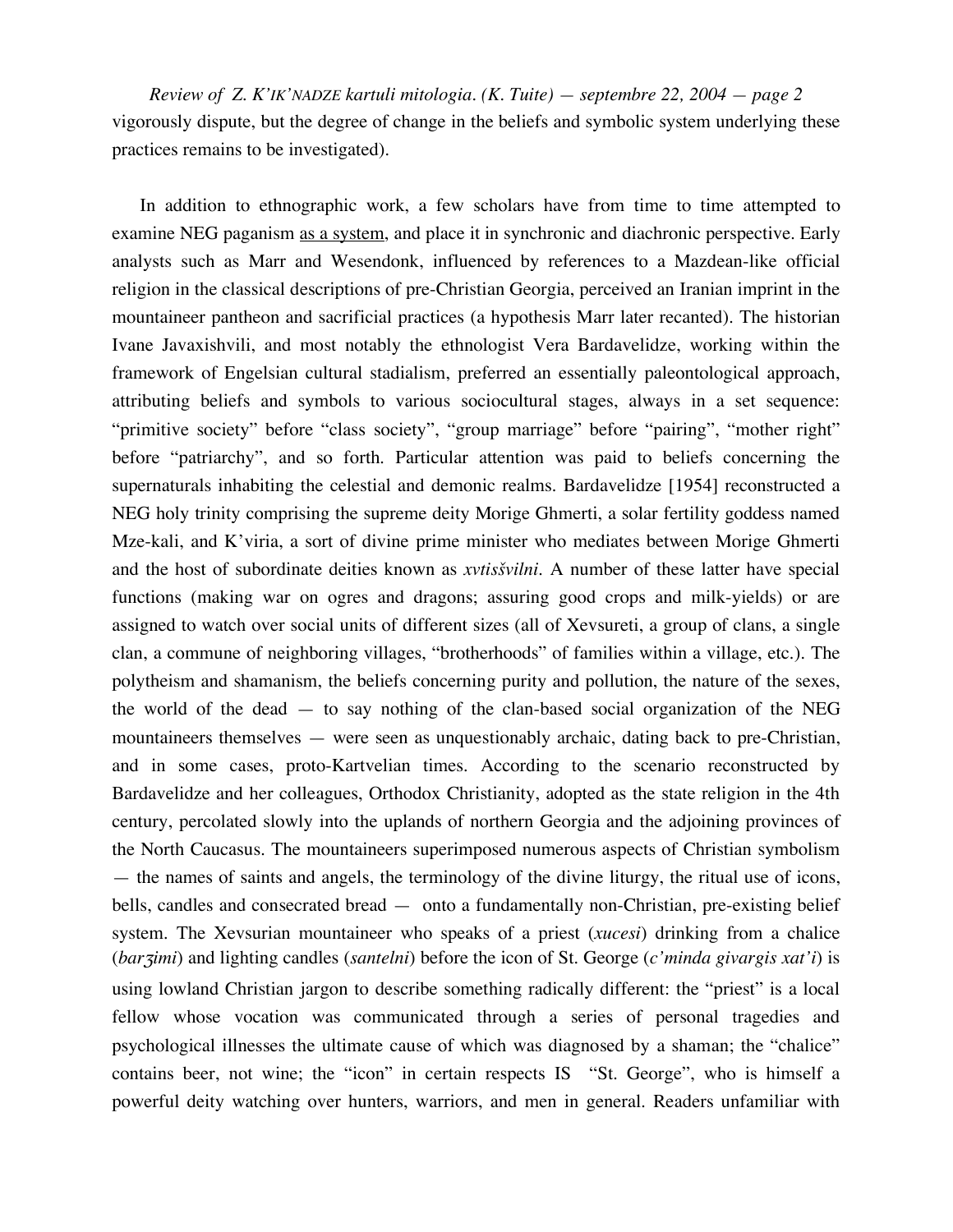vigorously dispute, but the degree of change in the beliefs and symbolic system underlying these practices remains to be investigated).

In addition to ethnographic work, a few scholars have from time to time attempted to examine NEG paganism <u>as a system</u>, and place it in synchronic and diachronic perspective. Early analysts such as Marr and Wesendonk, influenced by references to a Mazdean-like official religion in the classical descriptions of pre-Christian Georgia, perceived an Iranian imprint in the mountaineer pantheon and sacrificial practices (a hypothesis Marr later recanted). The historian Ivane Javaxishvili, and most notably the ethnologist Vera Bardavelidze, working within the framework of Engelsian cultural stadialism, preferred an essentially paleontological approach, attributing beliefs and symbols to various sociocultural stages, always in a set sequence: "primitive society" before "class society", "group marriage" before "pairing", "mother right" before "patriarchy", and so forth. Particular attention was paid to beliefs concerning the supernaturals inhabiting the celestial and demonic realms. Bardavelidze [1954] reconstructed a NEG holy trinity comprising the supreme deity Morige Ghmerti, a solar fertility goddess named Mze-kali, and K'viria, a sort of divine prime minister who mediates between Morige Ghmerti and the host of subordinate deities known as *xvtisšvilni*. A number of these latter have special functions (making war on ogres and dragons; assuring good crops and milk-yields) or are assigned to watch over social units of different sizes (all of Xevsureti, a group of clans, a single clan, a commune of neighboring villages, "brotherhoods" of families within a village, etc.). The polytheism and shamanism, the beliefs concerning purity and pollution, the nature of the sexes, the world of the dead — to say nothing of the clan-based social organization of the NEG mountaineers themselves — were seen as unquestionably archaic, dating back to pre-Christian, and in some cases, proto-Kartvelian times. According to the scenario reconstructed by Bardavelidze and her colleagues, Orthodox Christianity, adopted as the state religion in the 4th century, percolated slowly into the uplands of northern Georgia and the adjoining provinces of the North Caucasus. The mountaineers superimposed numerous aspects of Christian symbolism — the names of saints and angels, the terminology of the divine liturgy, the ritual use of icons, bells, candles and consecrated bread — onto a fundamentally non-Christian, pre-existing belief system. The Xevsurian mountaineer who speaks of a priest (*xucesi*) drinking from a chalice (*barʒimi*) and lighting candles (*santelni*) before the icon of St. George (*c'minda givargis xat'i*) is using lowland Christian jargon to describe something radically different: the "priest" is a local fellow whose vocation was communicated through a series of personal tragedies and psychological illnesses the ultimate cause of which was diagnosed by a shaman; the "chalice" contains beer, not wine; the "icon" in certain respects IS "St. George", who is himself a powerful deity watching over hunters, warriors, and men in general. Readers unfamiliar with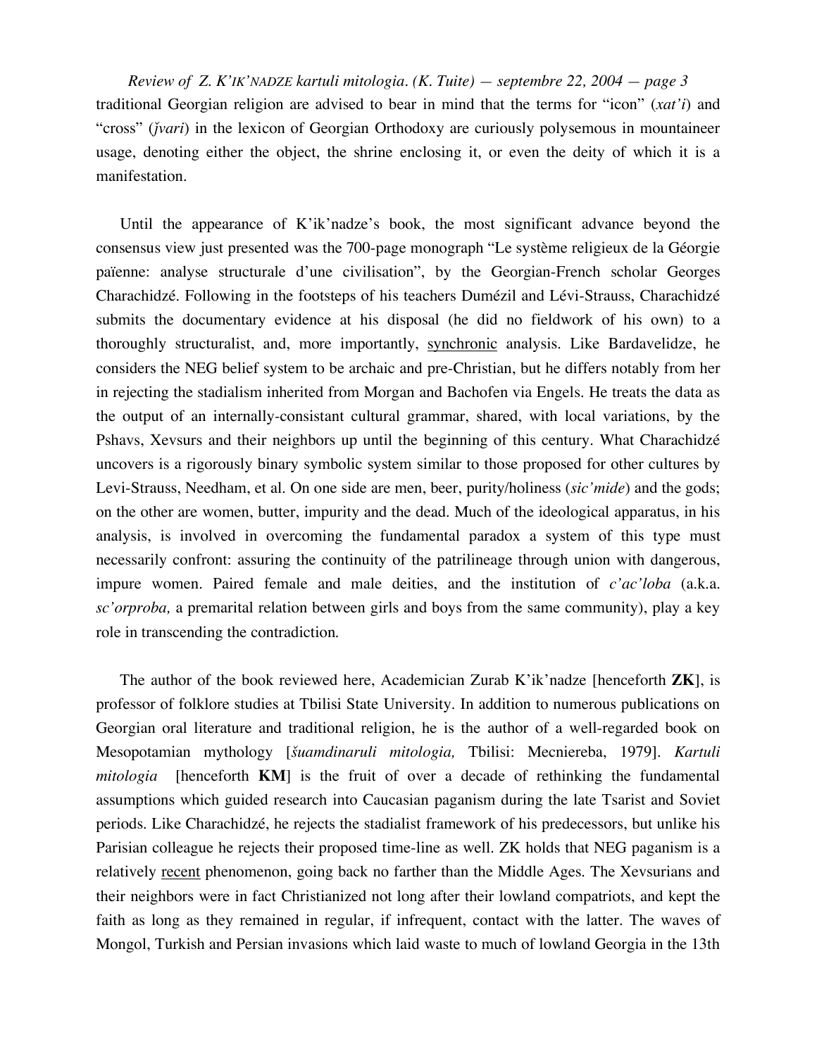traditional Georgian religion are advised to bear in mind that the terms for "icon" (*xat'i*) and "cross" (*ǰvari*) in the lexicon of Georgian Orthodoxy are curiously polysemous in mountaineer usage, denoting either the object, the shrine enclosing it, or even the deity of which it is a manifestation.

Until the appearance of K'ik'nadze's book, the most significant advance beyond the consensus view just presented was the 700-page monograph "Le système religieux de la Géorgie païenne: analyse structurale d'une civilisation", by the Georgian-French scholar Georges Charachidzé. Following in the footsteps of his teachers Dumézil and Lévi-Strauss, Charachidzé submits the documentary evidence at his disposal (he did no fieldwork of his own) to a thoroughly structuralist, and, more importantly, <u>synchronic</u> analysis. Like Bardavelidze, he considers the NEG belief system to be archaic and pre-Christian, but he differs notably from her in rejecting the stadialism inherited from Morgan and Bachofen via Engels. He treats the data as the output of an internally-consistant cultural grammar, shared, with local variations, by the Pshavs, Xevsurs and their neighbors up until the beginning of this century. What Charachidzé uncovers is a rigorously binary symbolic system similar to those proposed for other cultures by Levi-Strauss, Needham, et al. On one side are men, beer, purity/holiness (*sic'mide*) and the gods; on the other are women, butter, impurity and the dead. Much of the ideological apparatus, in his analysis, is involved in overcoming the fundamental paradox a system of this type must necessarily confront: assuring the continuity of the patrilineage through union with dangerous, impure women. Paired female and male deities, and the institution of *c'ac'loba* (a.k.a. *sc'orproba,* a premarital relation between girls and boys from the same community), play a key role in transcending the contradiction.

The author of the book reviewed here, Academician Zurab K'ik'nadze [henceforth **ZK**], is professor of folklore studies at Tbilisi State University. In addition to numerous publications on Georgian oral literature and traditional religion, he is the author of a well-regarded book on Mesopotamian mythology [*šuamdinaruli mitologia,* Tbilisi: Mecniereba, 1979]. *Kartuli mitologia* [henceforth **KM**] is the fruit of over a decade of rethinking the fundamental assumptions which guided research into Caucasian paganism during the late Tsarist and Soviet periods. Like Charachidzé, he rejects the stadialist framework of his predecessors, but unlike his Parisian colleague he rejects their proposed time-line as well. ZK holds that NEG paganism is a relatively <u>recent</u> phenomenon, going back no farther than the Middle Ages. The Xevsurians and their neighbors were in fact Christianized not long after their lowland compatriots, and kept the faith as long as they remained in regular, if infrequent, contact with the latter. The waves of Mongol, Turkish and Persian invasions which laid waste to much of lowland Georgia in the 13th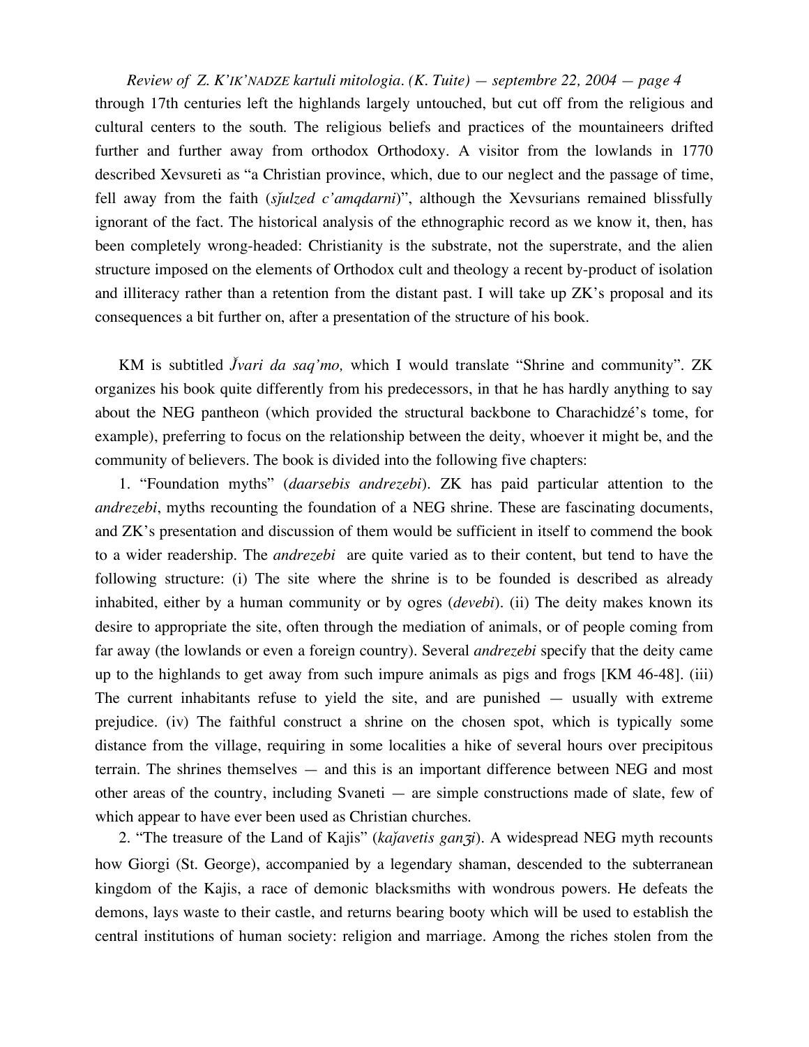through 17th centuries left the highlands largely untouched, but cut off from the religious and cultural centers to the south. The religious beliefs and practices of the mountaineers drifted further and further away from orthodox Orthodoxy. A visitor from the lowlands in 1770 described Xevsureti as "a Christian province, which, due to our neglect and the passage of time, fell away from the faith (*sǯulzed c'amqdarni*)", although the Xevsurians remained blissfully ignorant of the fact. The historical analysis of the ethnographic record as we know it, then, has been completely wrong-headed: Christianity is the substrate, not the superstrate, and the alien structure imposed on the elements of Orthodox cult and theology a recent by-product of isolation and illiteracy rather than a retention from the distant past. I will take up ZK's proposal and its consequences a bit further on, after a presentation of the structure of his book.

KM is subtitled *J̌vari da saq'mo,* which I would translate "Shrine and community". ZK organizes his book quite differently from his predecessors, in that he has hardly anything to say about the NEG pantheon (which provided the structural backbone to Charachidzé's tome, for example), preferring to focus on the relationship between the deity, whoever it might be, and the community of believers. The book is divided into the following five chapters:

1. "Foundation myths" (*daarsebis andrezebi*). ZK has paid particular attention to the *andrezebi*, myths recounting the foundation of a NEG shrine. These are fascinating documents, and ZK's presentation and discussion of them would be sufficient in itself to commend the book to a wider readership. The *andrezebi* are quite varied as to their content, but tend to have the following structure: (i) The site where the shrine is to be founded is described as already inhabited, either by a human community or by ogres (*devebi*). (ii) The deity makes known its desire to appropriate the site, often through the mediation of animals, or of people coming from far away (the lowlands or even a foreign country). Several *andrezebi* specify that the deity came up to the highlands to get away from such impure animals as pigs and frogs [KM 46-48]. (iii) The current inhabitants refuse to yield the site, and are punished — usually with extreme prejudice. (iv) The faithful construct a shrine on the chosen spot, which is typically some distance from the village, requiring in some localities a hike of several hours over precipitous terrain. The shrines themselves — and this is an important difference between NEG and most other areas of the country, including Svaneti — are simple constructions made of slate, few of which appear to have ever been used as Christian churches.

2. "The treasure of the Land of Kajis" (*kaǯavetis ganʒi*). A widespread NEG myth recounts how Giorgi (St. George), accompanied by a legendary shaman, descended to the subterranean kingdom of the Kajis, a race of demonic blacksmiths with wondrous powers. He defeats the demons, lays waste to their castle, and returns bearing booty which will be used to establish the central institutions of human society: religion and marriage. Among the riches stolen from the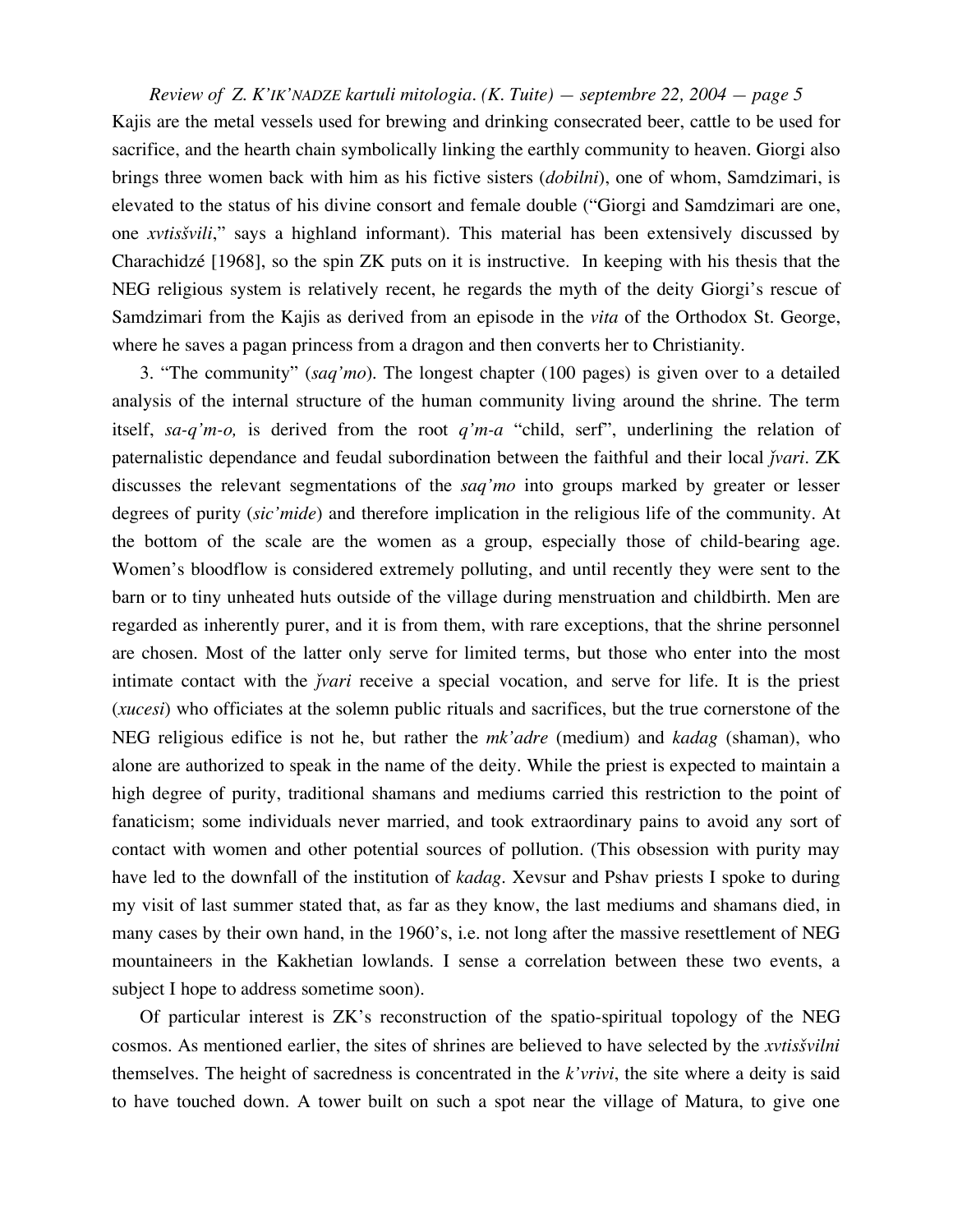Kajis are the metal vessels used for brewing and drinking consecrated beer, cattle to be used for sacrifice, and the hearth chain symbolically linking the earthly community to heaven. Giorgi also brings three women back with him as his fictive sisters (*dobilni*), one of whom, Samdzimari, is elevated to the status of his divine consort and female double ("Giorgi and Samdzimari are one, one *xvtisšvili*," says a highland informant). This material has been extensively discussed by Charachidzé [1968], so the spin ZK puts on it is instructive. In keeping with his thesis that the NEG religious system is relatively recent, he regards the myth of the deity Giorgi's rescue of Samdzimari from the Kajis as derived from an episode in the *vita* of the Orthodox St. George, where he saves a pagan princess from a dragon and then converts her to Christianity.

3. "The community" (*saq'mo*). The longest chapter (100 pages) is given over to a detailed analysis of the internal structure of the human community living around the shrine. The term itself, *sa-q'm-o,* is derived from the root *q'm-a* "child, serf", underlining the relation of paternalistic dependance and feudal subordination between the faithful and their local *ǰvari*. ZK discusses the relevant segmentations of the *saq'mo* into groups marked by greater or lesser degrees of purity (*sic'mide*) and therefore implication in the religious life of the community. At the bottom of the scale are the women as a group, especially those of child-bearing age. Women's bloodflow is considered extremely polluting, and until recently they were sent to the barn or to tiny unheated huts outside of the village during menstruation and childbirth. Men are regarded as inherently purer, and it is from them, with rare exceptions, that the shrine personnel are chosen. Most of the latter only serve for limited terms, but those who enter into the most intimate contact with the *ǰvari* receive a special vocation, and serve for life. It is the priest (*xucesi*) who officiates at the solemn public rituals and sacrifices, but the true cornerstone of the NEG religious edifice is not he, but rather the *mk'adre* (medium) and *kadag* (shaman), who alone are authorized to speak in the name of the deity. While the priest is expected to maintain a high degree of purity, traditional shamans and mediums carried this restriction to the point of fanaticism; some individuals never married, and took extraordinary pains to avoid any sort of contact with women and other potential sources of pollution. (This obsession with purity may have led to the downfall of the institution of *kadag*. Xevsur and Pshav priests I spoke to during my visit of last summer stated that, as far as they know, the last mediums and shamans died, in many cases by their own hand, in the 1960's, i.e. not long after the massive resettlement of NEG mountaineers in the Kakhetian lowlands. I sense a correlation between these two events, a subject I hope to address sometime soon).

Of particular interest is ZK's reconstruction of the spatio-spiritual topology of the NEG cosmos. As mentioned earlier, the sites of shrines are believed to have selected by the *xvtisšvilni* themselves. The height of sacredness is concentrated in the *k'vrivi*, the site where a deity is said to have touched down. A tower built on such a spot near the village of Matura, to give one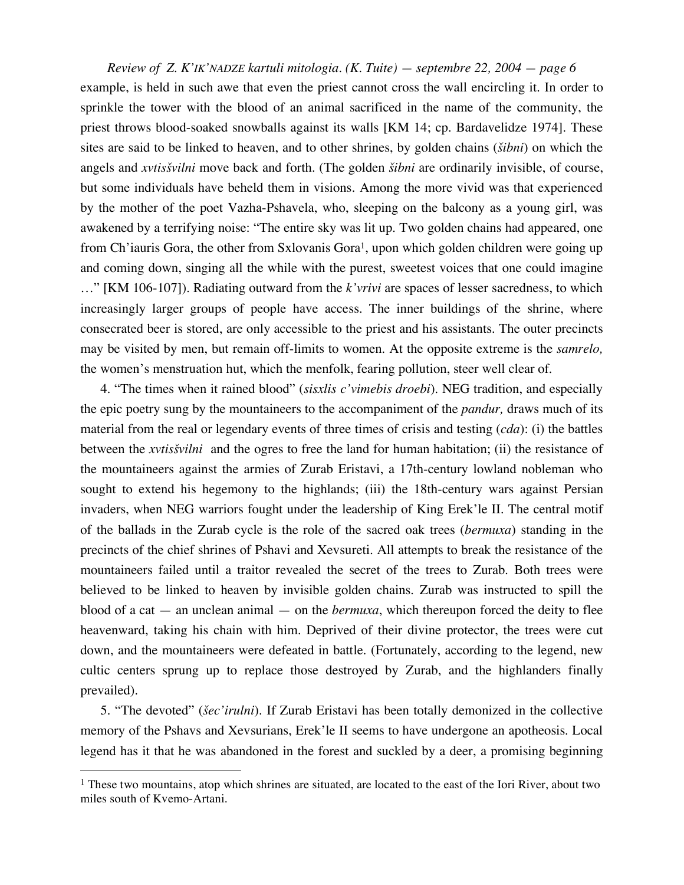example, is held in such awe that even the priest cannot cross the wall encircling it. In order to sprinkle the tower with the blood of an animal sacrificed in the name of the community, the priest throws blood-soaked snowballs against its walls [KM 14; cp. Bardavelidze 1974]. These sites are said to be linked to heaven, and to other shrines, by golden chains (*šibni*) on which the angels and *xvtisšvilni* move back and forth. (The golden *šibni* are ordinarily invisible, of course, but some individuals have beheld them in visions. Among the more vivid was that experienced by the mother of the poet Vazha-Pshavela, who, sleeping on the balcony as a young girl, was awakened by a terrifying noise: "The entire sky was lit up. Two golden chains had appeared, one from Ch'iauris Gora, the other from Sxlovanis Gora[1], upon which golden children were going up and coming down, singing all the while with the purest, sweetest voices that one could imagine …" [KM 106-107]). Radiating outward from the *k'vrivi* are spaces of lesser sacredness, to which increasingly larger groups of people have access. The inner buildings of the shrine, where consecrated beer is stored, are only accessible to the priest and his assistants. The outer precincts may be visited by men, but remain off-limits to women. At the opposite extreme is the *samrelo,* the women's menstruation hut, which the menfolk, fearing pollution, steer well clear of.

4. "The times when it rained blood" (*sisxlis c'vimebis droebi*). NEG tradition, and especially the epic poetry sung by the mountaineers to the accompaniment of the *pandur,* draws much of its material from the real or legendary events of three times of crisis and testing (*cda*): (i) the battles between the *xvtisšvilni* and the ogres to free the land for human habitation; (ii) the resistance of the mountaineers against the armies of Zurab Eristavi, a 17th-century lowland nobleman who sought to extend his hegemony to the highlands; (iii) the 18th-century wars against Persian invaders, when NEG warriors fought under the leadership of King Erek'le II. The central motif of the ballads in the Zurab cycle is the role of the sacred oak trees (*bermuxa*) standing in the precincts of the chief shrines of Pshavi and Xevsureti. All attempts to break the resistance of the mountaineers failed until a traitor revealed the secret of the trees to Zurab. Both trees were believed to be linked to heaven by invisible golden chains. Zurab was instructed to spill the blood of a cat — an unclean animal — on the *bermuxa*, which thereupon forced the deity to flee heavenward, taking his chain with him. Deprived of their divine protector, the trees were cut down, and the mountaineers were defeated in battle. (Fortunately, according to the legend, new cultic centers sprung up to replace those destroyed by Zurab, and the highlanders finally prevailed).

5. "The devoted" (*šec'irulni*). If Zurab Eristavi has been totally demonized in the collective memory of the Pshavs and Xevsurians, Erek'le II seems to have undergone an apotheosis. Local legend has it that he was abandoned in the forest and suckled by a deer, a promising beginning

[1] These two mountains, atop which shrines are situated, are located to the east of the Iori River, about two miles south of Kvemo-Artani.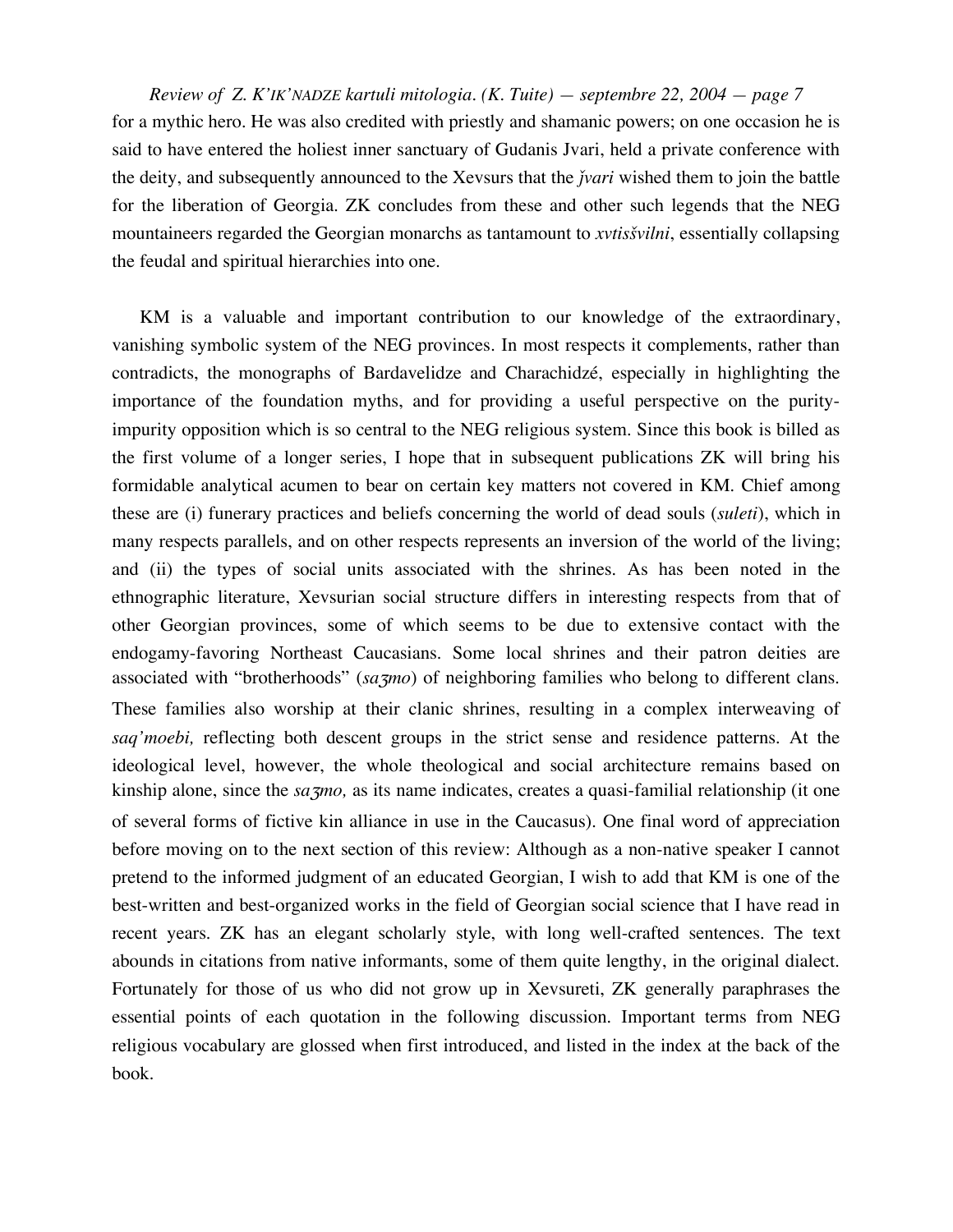for a mythic hero. He was also credited with priestly and shamanic powers; on one occasion he is said to have entered the holiest inner sanctuary of Gudanis Jvari, held a private conference with the deity, and subsequently announced to the Xevsurs that the *ǰvari* wished them to join the battle for the liberation of Georgia. ZK concludes from these and other such legends that the NEG mountaineers regarded the Georgian monarchs as tantamount to *xvtisšvilni*, essentially collapsing the feudal and spiritual hierarchies into one.

KM is a valuable and important contribution to our knowledge of the extraordinary, vanishing symbolic system of the NEG provinces. In most respects it complements, rather than contradicts, the monographs of Bardavelidze and Charachidzé, especially in highlighting the importance of the foundation myths, and for providing a useful perspective on the purity-impurity opposition which is so central to the NEG religious system. Since this book is billed as the first volume of a longer series, I hope that in subsequent publications ZK will bring his formidable analytical acumen to bear on certain key matters not covered in KM. Chief among these are (i) funerary practices and beliefs concerning the world of dead souls (*suleti*), which in many respects parallels, and on other respects represents an inversion of the world of the living; and (ii) the types of social units associated with the shrines. As has been noted in the ethnographic literature, Xevsurian social structure differs in interesting respects from that of other Georgian provinces, some of which seems to be due to extensive contact with the endogamy-favoring Northeast Caucasians. Some local shrines and their patron deities are associated with "brotherhoods" (*saʒmo*) of neighboring families who belong to different clans. These families also worship at their clanic shrines, resulting in a complex interweaving of *saq'moebi,* reflecting both descent groups in the strict sense and residence patterns. At the ideological level, however, the whole theological and social architecture remains based on kinship alone, since the *saʒmo,* as its name indicates, creates a quasi-familial relationship (it one of several forms of fictive kin alliance in use in the Caucasus). One final word of appreciation before moving on to the next section of this review: Although as a non-native speaker I cannot pretend to the informed judgment of an educated Georgian, I wish to add that KM is one of the best-written and best-organized works in the field of Georgian social science that I have read in recent years. ZK has an elegant scholarly style, with long well-crafted sentences. The text abounds in citations from native informants, some of them quite lengthy, in the original dialect. Fortunately for those of us who did not grow up in Xevsureti, ZK generally paraphrases the essential points of each quotation in the following discussion. Important terms from NEG religious vocabulary are glossed when first introduced, and listed in the index at the back of the book.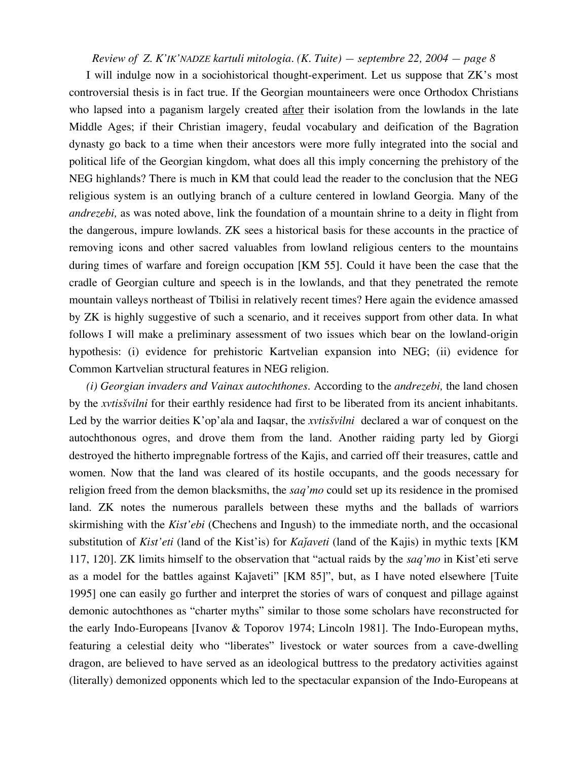I will indulge now in a sociohistorical thought-experiment. Let us suppose that ZK's most controversial thesis is in fact true. If the Georgian mountaineers were once Orthodox Christians who lapsed into a paganism largely created after their isolation from the lowlands in the late Middle Ages; if their Christian imagery, feudal vocabulary and deification of the Bagration dynasty go back to a time when their ancestors were more fully integrated into the social and political life of the Georgian kingdom, what does all this imply concerning the prehistory of the NEG highlands? There is much in KM that could lead the reader to the conclusion that the NEG religious system is an outlying branch of a culture centered in lowland Georgia. Many of the *andrezebi,* as was noted above, link the foundation of a mountain shrine to a deity in flight from the dangerous, impure lowlands. ZK sees a historical basis for these accounts in the practice of removing icons and other sacred valuables from lowland religious centers to the mountains during times of warfare and foreign occupation [KM 55]. Could it have been the case that the cradle of Georgian culture and speech is in the lowlands, and that they penetrated the remote mountain valleys northeast of Tbilisi in relatively recent times? Here again the evidence amassed by ZK is highly suggestive of such a scenario, and it receives support from other data. In what follows I will make a preliminary assessment of two issues which bear on the lowland-origin hypothesis: (i) evidence for prehistoric Kartvelian expansion into NEG; (ii) evidence for Common Kartvelian structural features in NEG religion.

*(i) Georgian invaders and Vainax autochthones.* According to the *andrezebi,* the land chosen by the *xvtisšvilni* for their earthly residence had first to be liberated from its ancient inhabitants. Led by the warrior deities K'op'ala and Iaqsar, the *xvtisšvilni* declared a war of conquest on the autochthonous ogres, and drove them from the land. Another raiding party led by Giorgi destroyed the hitherto impregnable fortress of the Kajis, and carried off their treasures, cattle and women. Now that the land was cleared of its hostile occupants, and the goods necessary for religion freed from the demon blacksmiths, the *saq'mo* could set up its residence in the promised land. ZK notes the numerous parallels between these myths and the ballads of warriors skirmishing with the *Kist'ebi* (Chechens and Ingush) to the immediate north, and the occasional substitution of *Kist'eti* (land of the Kist'is) for *Kaǰaveti* (land of the Kajis) in mythic texts [KM 117, 120]. ZK limits himself to the observation that "actual raids by the *saq'mo* in Kist'eti serve as a model for the battles against Kaǰaveti" [KM 85]", but, as I have noted elsewhere [Tuite 1995] one can easily go further and interpret the stories of wars of conquest and pillage against demonic autochthones as "charter myths" similar to those some scholars have reconstructed for the early Indo-Europeans [Ivanov & Toporov 1974; Lincoln 1981]. The Indo-European myths, featuring a celestial deity who "liberates" livestock or water sources from a cave-dwelling dragon, are believed to have served as an ideological buttress to the predatory activities against (literally) demonized opponents which led to the spectacular expansion of the Indo-Europeans at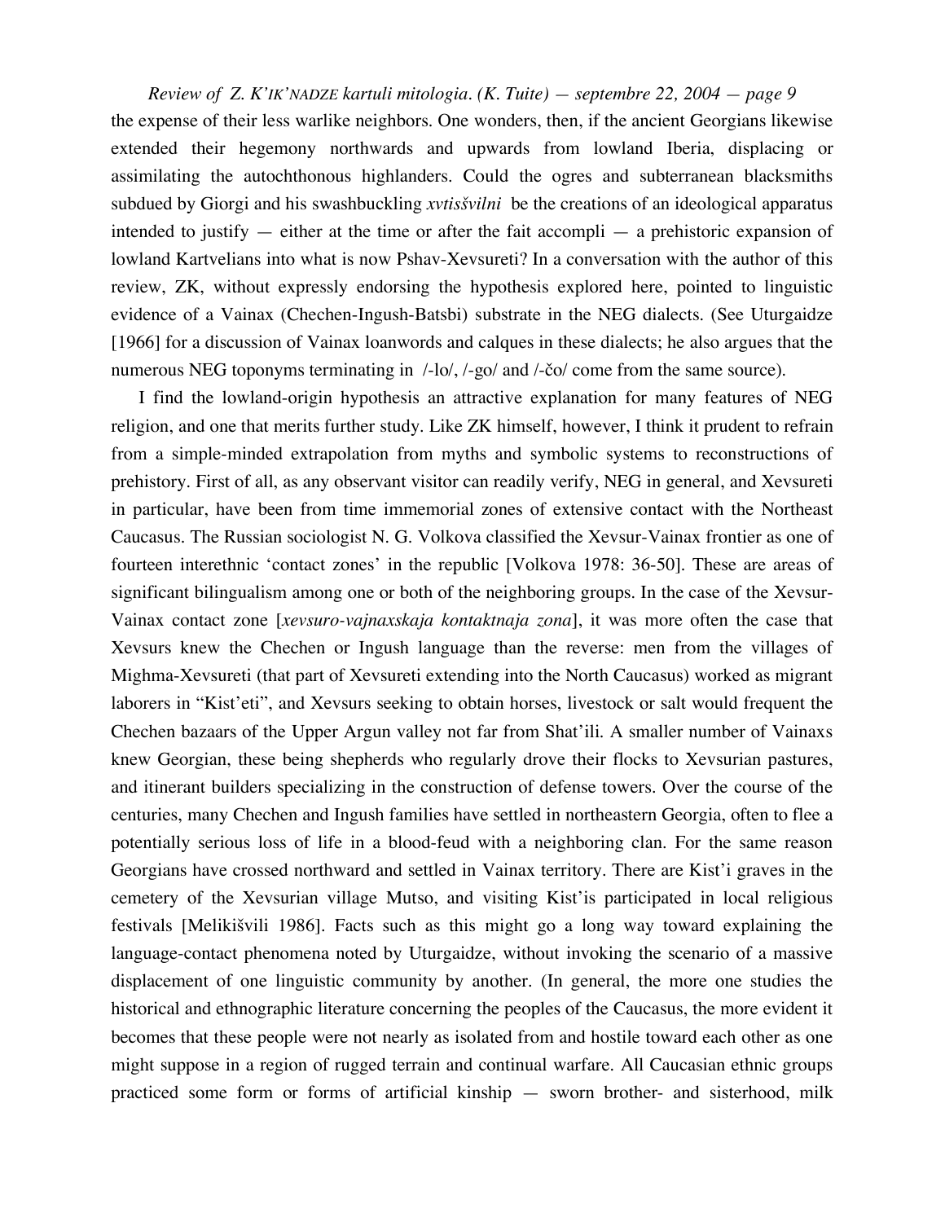the expense of their less warlike neighbors. One wonders, then, if the ancient Georgians likewise extended their hegemony northwards and upwards from lowland Iberia, displacing or assimilating the autochthonous highlanders. Could the ogres and subterranean blacksmiths subdued by Giorgi and his swashbuckling *xvtisšvilni* be the creations of an ideological apparatus intended to justify — either at the time or after the fait accompli — a prehistoric expansion of lowland Kartvelians into what is now Pshav-Xevsureti? In a conversation with the author of this review, ZK, without expressly endorsing the hypothesis explored here, pointed to linguistic evidence of a Vainax (Chechen-Ingush-Batsbi) substrate in the NEG dialects. (See Uturgaidze [1966] for a discussion of Vainax loanwords and calques in these dialects; he also argues that the numerous NEG toponyms terminating in /-lo/, /-go/ and /-čo/ come from the same source).

I find the lowland-origin hypothesis an attractive explanation for many features of NEG religion, and one that merits further study. Like ZK himself, however, I think it prudent to refrain from a simple-minded extrapolation from myths and symbolic systems to reconstructions of prehistory. First of all, as any observant visitor can readily verify, NEG in general, and Xevsureti in particular, have been from time immemorial zones of extensive contact with the Northeast Caucasus. The Russian sociologist N. G. Volkova classified the Xevsur-Vainax frontier as one of fourteen interethnic 'contact zones' in the republic [Volkova 1978: 36-50]. These are areas of significant bilingualism among one or both of the neighboring groups. In the case of the Xevsur-Vainax contact zone [*xevsuro-vajnaxskaja kontaktnaja zona*], it was more often the case that Xevsurs knew the Chechen or Ingush language than the reverse: men from the villages of Mighma-Xevsureti (that part of Xevsureti extending into the North Caucasus) worked as migrant laborers in "Kist'eti", and Xevsurs seeking to obtain horses, livestock or salt would frequent the Chechen bazaars of the Upper Argun valley not far from Shat'ili. A smaller number of Vainaxs knew Georgian, these being shepherds who regularly drove their flocks to Xevsurian pastures, and itinerant builders specializing in the construction of defense towers. Over the course of the centuries, many Chechen and Ingush families have settled in northeastern Georgia, often to flee a potentially serious loss of life in a blood-feud with a neighboring clan. For the same reason Georgians have crossed northward and settled in Vainax territory. There are Kist'i graves in the cemetery of the Xevsurian village Mutso, and visiting Kist'is participated in local religious festivals [Melikišvili 1986]. Facts such as this might go a long way toward explaining the language-contact phenomena noted by Uturgaidze, without invoking the scenario of a massive displacement of one linguistic community by another. (In general, the more one studies the historical and ethnographic literature concerning the peoples of the Caucasus, the more evident it becomes that these people were not nearly as isolated from and hostile toward each other as one might suppose in a region of rugged terrain and continual warfare. All Caucasian ethnic groups practiced some form or forms of artificial kinship — sworn brother- and sisterhood, milk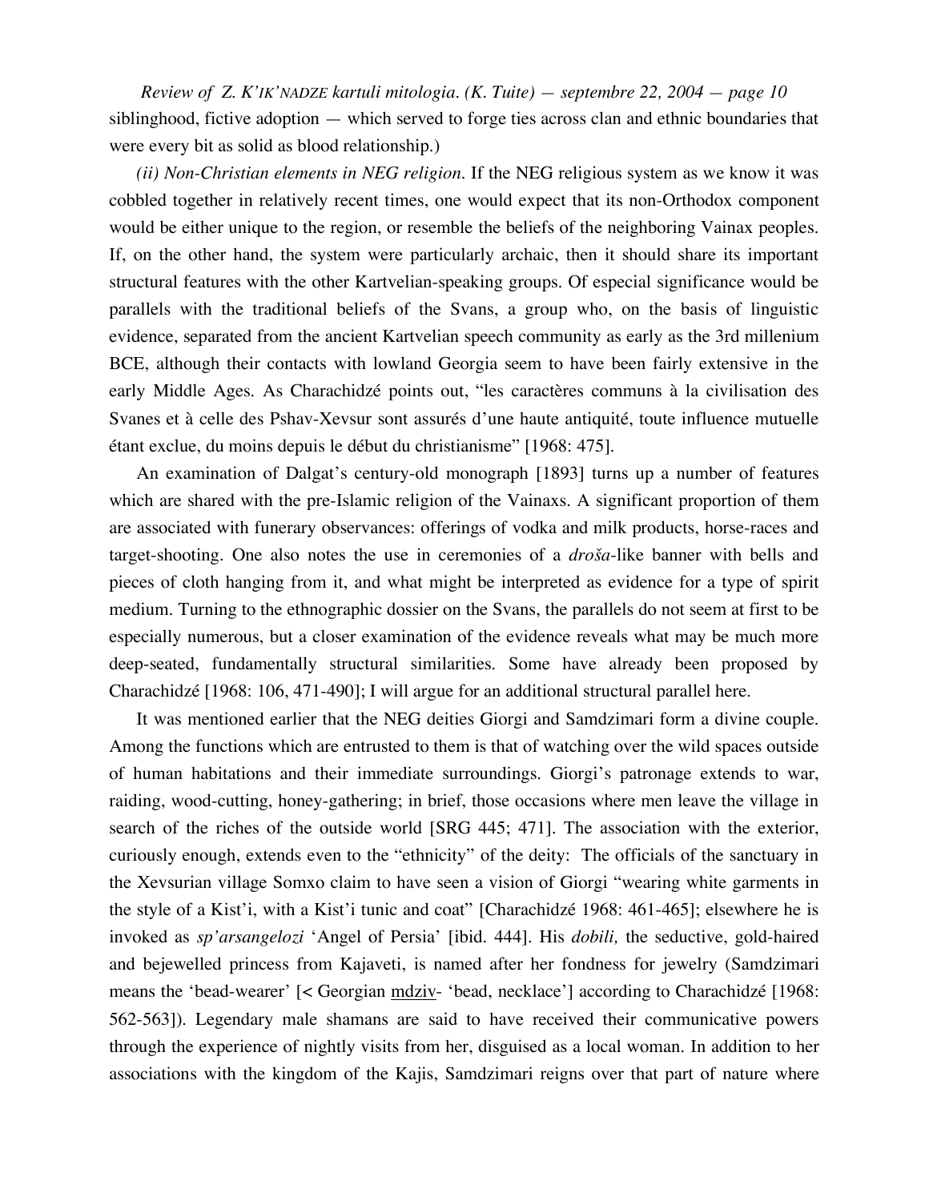siblinghood, fictive adoption — which served to forge ties across clan and ethnic boundaries that were every bit as solid as blood relationship.)

*(ii) Non-Christian elements in NEG religion.* If the NEG religious system as we know it was cobbled together in relatively recent times, one would expect that its non-Orthodox component would be either unique to the region, or resemble the beliefs of the neighboring Vainax peoples. If, on the other hand, the system were particularly archaic, then it should share its important structural features with the other Kartvelian-speaking groups. Of especial significance would be parallels with the traditional beliefs of the Svans, a group who, on the basis of linguistic evidence, separated from the ancient Kartvelian speech community as early as the 3rd millenium BCE, although their contacts with lowland Georgia seem to have been fairly extensive in the early Middle Ages. As Charachidzé points out, "les caractères communs à la civilisation des Svanes et à celle des Pshav-Xevsur sont assurés d'une haute antiquité, toute influence mutuelle étant exclue, du moins depuis le début du christianisme" [1968: 475].

An examination of Dalgat's century-old monograph [1893] turns up a number of features which are shared with the pre-Islamic religion of the Vainaxs. A significant proportion of them are associated with funerary observances: offerings of vodka and milk products, horse-races and target-shooting. One also notes the use in ceremonies of a *droša*-like banner with bells and pieces of cloth hanging from it, and what might be interpreted as evidence for a type of spirit medium. Turning to the ethnographic dossier on the Svans, the parallels do not seem at first to be especially numerous, but a closer examination of the evidence reveals what may be much more deep-seated, fundamentally structural similarities. Some have already been proposed by Charachidzé [1968: 106, 471-490]; I will argue for an additional structural parallel here.

It was mentioned earlier that the NEG deities Giorgi and Samdzimari form a divine couple. Among the functions which are entrusted to them is that of watching over the wild spaces outside of human habitations and their immediate surroundings. Giorgi's patronage extends to war, raiding, wood-cutting, honey-gathering; in brief, those occasions where men leave the village in search of the riches of the outside world [SRG 445; 471]. The association with the exterior, curiously enough, extends even to the "ethnicity" of the deity: The officials of the sanctuary in the Xevsurian village Somxo claim to have seen a vision of Giorgi "wearing white garments in the style of a Kist'i, with a Kist'i tunic and coat" [Charachidzé 1968: 461-465]; elsewhere he is invoked as *sp'arsangelozi* 'Angel of Persia' [ibid. 444]. His *dobili,* the seductive, gold-haired and bejewelled princess from Kajaveti, is named after her fondness for jewelry (Samdzimari means the 'bead-wearer' [< Georgian <u>mdziv</u>- 'bead, necklace'] according to Charachidzé [1968: 562-563]). Legendary male shamans are said to have received their communicative powers through the experience of nightly visits from her, disguised as a local woman. In addition to her associations with the kingdom of the Kajis, Samdzimari reigns over that part of nature where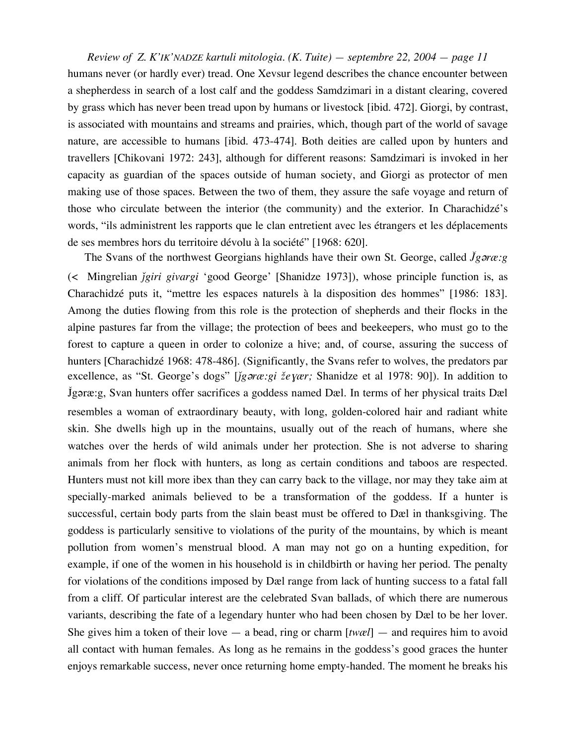humans never (or hardly ever) tread. One Xevsur legend describes the chance encounter between a shepherdess in search of a lost calf and the goddess Samdzimari in a distant clearing, covered by grass which has never been tread upon by humans or livestock [ibid. 472]. Giorgi, by contrast, is associated with mountains and streams and prairies, which, though part of the world of savage nature, are accessible to humans [ibid. 473-474]. Both deities are called upon by hunters and travellers [Chikovani 1972: 243], although for different reasons: Samdzimari is invoked in her capacity as guardian of the spaces outside of human society, and Giorgi as protector of men making use of those spaces. Between the two of them, they assure the safe voyage and return of those who circulate between the interior (the community) and the exterior. In Charachidzé's words, "ils administrent les rapports que le clan entretient avec les étrangers et les déplacements de ses membres hors du territoire dévolu à la société" [1968: 620].

The Svans of the northwest Georgians highlands have their own St. George, called *J̌gəræ:g* (< Mingrelian *ǰgiri givargi* 'good George' [Shanidze 1973]), whose principle function is, as Charachidzé puts it, "mettre les espaces naturels à la disposition des hommes" [1986: 183]. Among the duties flowing from this role is the protection of shepherds and their flocks in the alpine pastures far from the village; the protection of bees and beekeepers, who must go to the forest to capture a queen in order to colonize a hive; and, of course, assuring the success of hunters [Charachidzé 1968: 478-486]. (Significantly, the Svans refer to wolves, the predators par excellence, as "St. George's dogs" [*ǰgəræ:gi žeɣær;* Shanidze et al 1978: 90]). In addition to J̌gəræ:g, Svan hunters offer sacrifices a goddess named Dæl. In terms of her physical traits Dæl resembles a woman of extraordinary beauty, with long, golden-colored hair and radiant white skin. She dwells high up in the mountains, usually out of the reach of humans, where she watches over the herds of wild animals under her protection. She is not adverse to sharing animals from her flock with hunters, as long as certain conditions and taboos are respected. Hunters must not kill more ibex than they can carry back to the village, nor may they take aim at specially-marked animals believed to be a transformation of the goddess. If a hunter is successful, certain body parts from the slain beast must be offered to Dæl in thanksgiving. The goddess is particularly sensitive to violations of the purity of the mountains, by which is meant pollution from women's menstrual blood. A man may not go on a hunting expedition, for example, if one of the women in his household is in childbirth or having her period. The penalty for violations of the conditions imposed by Dæl range from lack of hunting success to a fatal fall from a cliff. Of particular interest are the celebrated Svan ballads, of which there are numerous variants, describing the fate of a legendary hunter who had been chosen by Dæl to be her lover. She gives him a token of their love — a bead, ring or charm [*twæl*] — and requires him to avoid all contact with human females. As long as he remains in the goddess's good graces the hunter enjoys remarkable success, never once returning home empty-handed. The moment he breaks his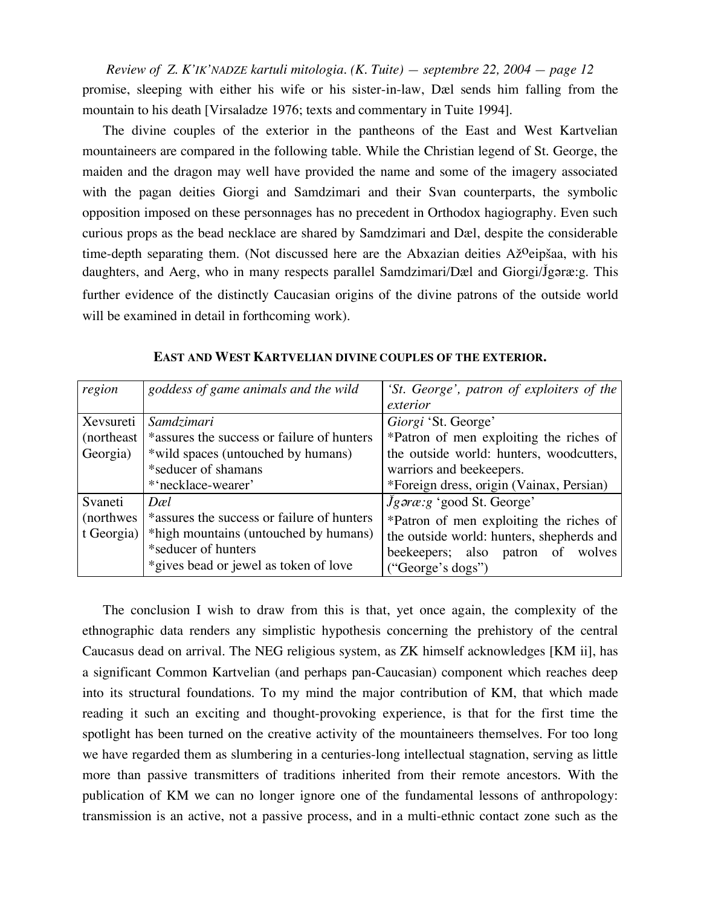promise, sleeping with either his wife or his sister-in-law, Dæl sends him falling from the mountain to his death [Virsaladze 1976; texts and commentary in Tuite 1994].

The divine couples of the exterior in the pantheons of the East and West Kartvelian mountaineers are compared in the following table. While the Christian legend of St. George, the maiden and the dragon may well have provided the name and some of the imagery associated with the pagan deities Giorgi and Samdzimari and their Svan counterparts, the symbolic opposition imposed on these personnages has no precedent in Orthodox hagiography. Even such curious props as the bead necklace are shared by Samdzimari and Dæl, despite the considerable time-depth separating them. (Not discussed here are the Abxazian deities Až$^{o}$eipšaa, with his daughters, and Aerg, who in many respects parallel Samdzimari/Dæl and Giorgi/J̌gəræ:g. This further evidence of the distinctly Caucasian origins of the divine patrons of the outside world will be examined in detail in forthcoming work).

**EAST AND WEST KARTVELIAN DIVINE COUPLES OF THE EXTERIOR.**

| *region* | *goddess of game animals and the wild* | *'St. George', patron of exploiters of the exterior* |
|---|---|---|
| Xevsureti (northeast Georgia) | *Samdzimari*<br>*assures the success or failure of hunters<br>*wild spaces (untouched by humans)<br>*seducer of shamans<br>*'necklace-wearer' | *Giorgi* 'St. George'<br>*Patron of men exploiting the riches of the outside world: hunters, woodcutters, warriors and beekeepers.<br>*Foreign dress, origin (Vainax, Persian) |
| Svaneti (northwest Georgia) | *Dæl*<br>*assures the success or failure of hunters<br>*high mountains (untouched by humans)<br>*seducer of hunters<br>*gives bead or jewel as token of love | *J̌gəræ:g* 'good St. George'<br>*Patron of men exploiting the riches of the outside world: hunters, shepherds and beekeepers; also patron of wolves ("George's dogs") |

The conclusion I wish to draw from this is that, yet once again, the complexity of the ethnographic data renders any simplistic hypothesis concerning the prehistory of the central Caucasus dead on arrival. The NEG religious system, as ZK himself acknowledges [KM ii], has a significant Common Kartvelian (and perhaps pan-Caucasian) component which reaches deep into its structural foundations. To my mind the major contribution of KM, that which made reading it such an exciting and thought-provoking experience, is that for the first time the spotlight has been turned on the creative activity of the mountaineers themselves. For too long we have regarded them as slumbering in a centuries-long intellectual stagnation, serving as little more than passive transmitters of traditions inherited from their remote ancestors. With the publication of KM we can no longer ignore one of the fundamental lessons of anthropology: transmission is an active, not a passive process, and in a multi-ethnic contact zone such as the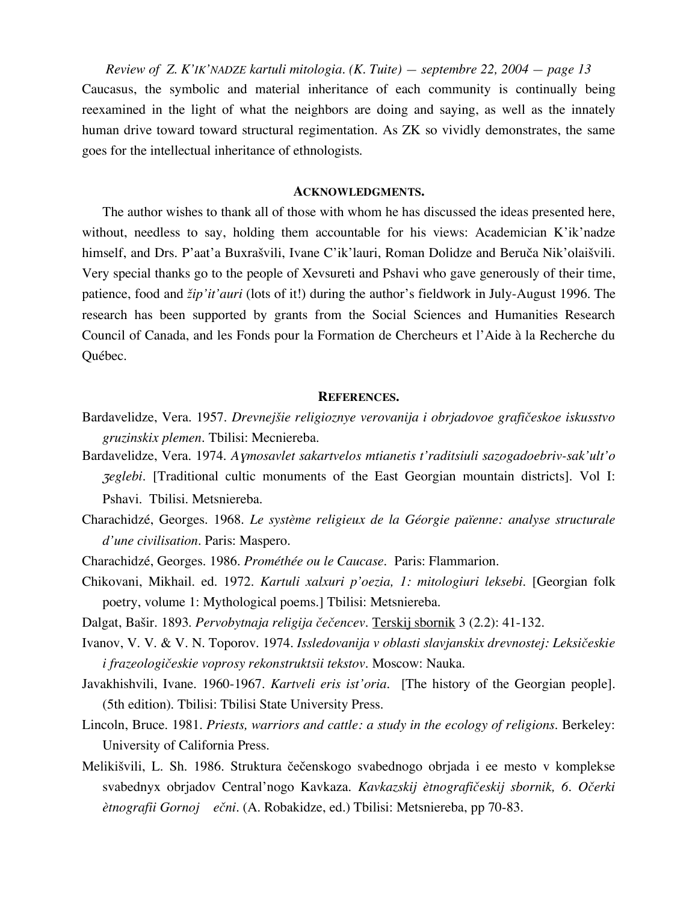Caucasus, the symbolic and material inheritance of each community is continually being reexamined in the light of what the neighbors are doing and saying, as well as the innately human drive toward toward structural regimentation. As ZK so vividly demonstrates, the same goes for the intellectual inheritance of ethnologists.

## ACKNOWLEDGMENTS.

The author wishes to thank all of those with whom he has discussed the ideas presented here, without, needless to say, holding them accountable for his views: Academician K'ik'nadze himself, and Drs. P'aat'a Buxrašvili, Ivane C'ik'lauri, Roman Dolidze and Beruča Nik'olaišvili. Very special thanks go to the people of Xevsureti and Pshavi who gave generously of their time, patience, food and *žip'it'auri* (lots of it!) during the author's fieldwork in July-August 1996. The research has been supported by grants from the Social Sciences and Humanities Research Council of Canada, and les Fonds pour la Formation de Chercheurs et l'Aide à la Recherche du Québec.

## REFERENCES.

Bardavelidze, Vera. 1957. *Drevnejšie religioznye verovanija i obrjadovoe grafičeskoe iskusstvo gruzinskix plemen*. Tbilisi: Mecniereba.

Bardavelidze, Vera. 1974. *Aɣmosavlet sakartvelos mtianetis t'raditsiuli sazogadoebriv-sak'ult'o ʒeglebi*. [Traditional cultic monuments of the East Georgian mountain districts]. Vol I: Pshavi. Tbilisi. Metsniereba.

Charachidzé, Georges. 1968. *Le système religieux de la Géorgie païenne: analyse structurale d'une civilisation*. Paris: Maspero.

Charachidzé, Georges. 1986. *Prométhée ou le Caucase*. Paris: Flammarion.

Chikovani, Mikhail. ed. 1972. *Kartuli xalxuri p'oezia, 1: mitologiuri leksebi*. [Georgian folk poetry, volume 1: Mythological poems.] Tbilisi: Metsniereba.

Dalgat, Bašir. 1893. *Pervobytnaja religija čečencev*. <u>Terskij sbornik</u> 3 (2.2): 41-132.

Ivanov, V. V. & V. N. Toporov. 1974. *Issledovanija v oblasti slavjanskix drevnostej: Leksičeskie i frazeologičeskie voprosy rekonstruktsii tekstov*. Moscow: Nauka.

Javakhishvili, Ivane. 1960-1967. *Kartveli eris ist'oria*. [The history of the Georgian people]. (5th edition). Tbilisi: Tbilisi State University Press.

Lincoln, Bruce. 1981. *Priests, warriors and cattle: a study in the ecology of religions*. Berkeley: University of California Press.

Melikišvili, L. Sh. 1986. Struktura čečenskogo svabednogo obrjada i ee mesto v komplekse svabednyx obrjadov Central'nogo Kavkaza. *Kavkazskij ètnografičeskij sbornik, 6. Očerki ètnografii Gornoj ečni*. (A. Robakidze, ed.) Tbilisi: Metsniereba, pp 70-83.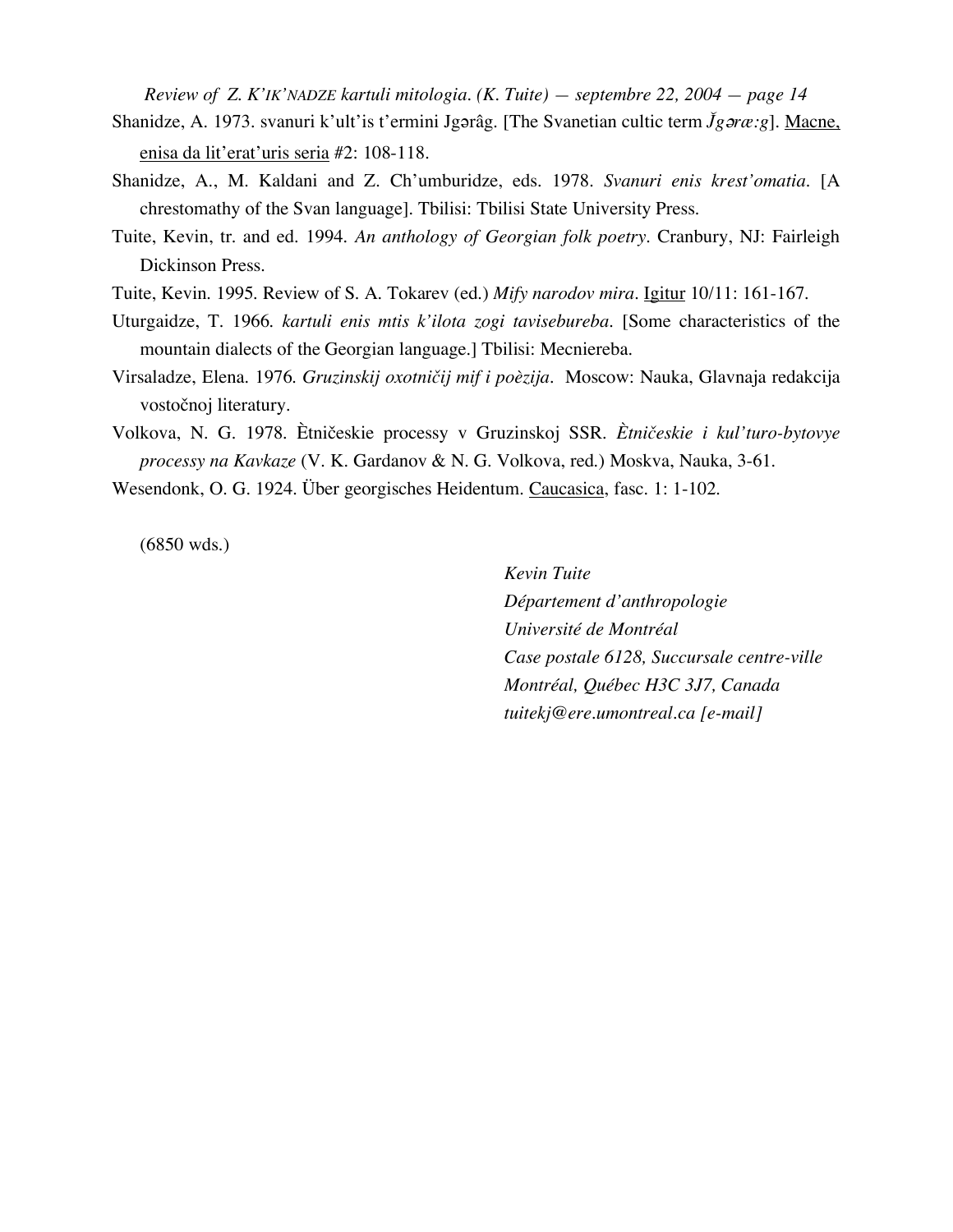Shanidze, A. 1973. svanuri k'ult'is t'ermini Jgərâg. [The Svanetian cultic term *J̆gəræ:g*]. Macne, enisa da lit'erat'uris seria #2: 108-118.

Shanidze, A., M. Kaldani and Z. Ch'umburidze, eds. 1978. *Svanuri enis krest'omatia*. [A chrestomathy of the Svan language]. Tbilisi: Tbilisi State University Press.

Tuite, Kevin, tr. and ed. 1994. *An anthology of Georgian folk poetry*. Cranbury, NJ: Fairleigh Dickinson Press.

Tuite, Kevin. 1995. Review of S. A. Tokarev (ed.) *Mify narodov mira*. Igitur 10/11: 161-167.

Uturgaidze, T. 1966. *kartuli enis mtis k'ilota zogi tavisebureba*. [Some characteristics of the mountain dialects of the Georgian language.] Tbilisi: Mecniereba.

Virsaladze, Elena. 1976. *Gruzinskij oxotničij mif i poèzija*. Moscow: Nauka, Glavnaja redakcija vostočnoj literatury.

Volkova, N. G. 1978. Ètničeskie processy v Gruzinskoj SSR. *Ètničeskie i kul'turo-bytovye processy na Kavkaze* (V. K. Gardanov & N. G. Volkova, red.) Moskva, Nauka, 3-61.

Wesendonk, O. G. 1924. Über georgisches Heidentum. Caucasica, fasc. 1: 1-102.

(6850 wds.)

*Kevin Tuite*
*Département d'anthropologie*
*Université de Montréal*
*Case postale 6128, Succursale centre-ville*
*Montréal, Québec H3C 3J7, Canada*
*tuitekj@ere.umontreal.ca [e-mail]*